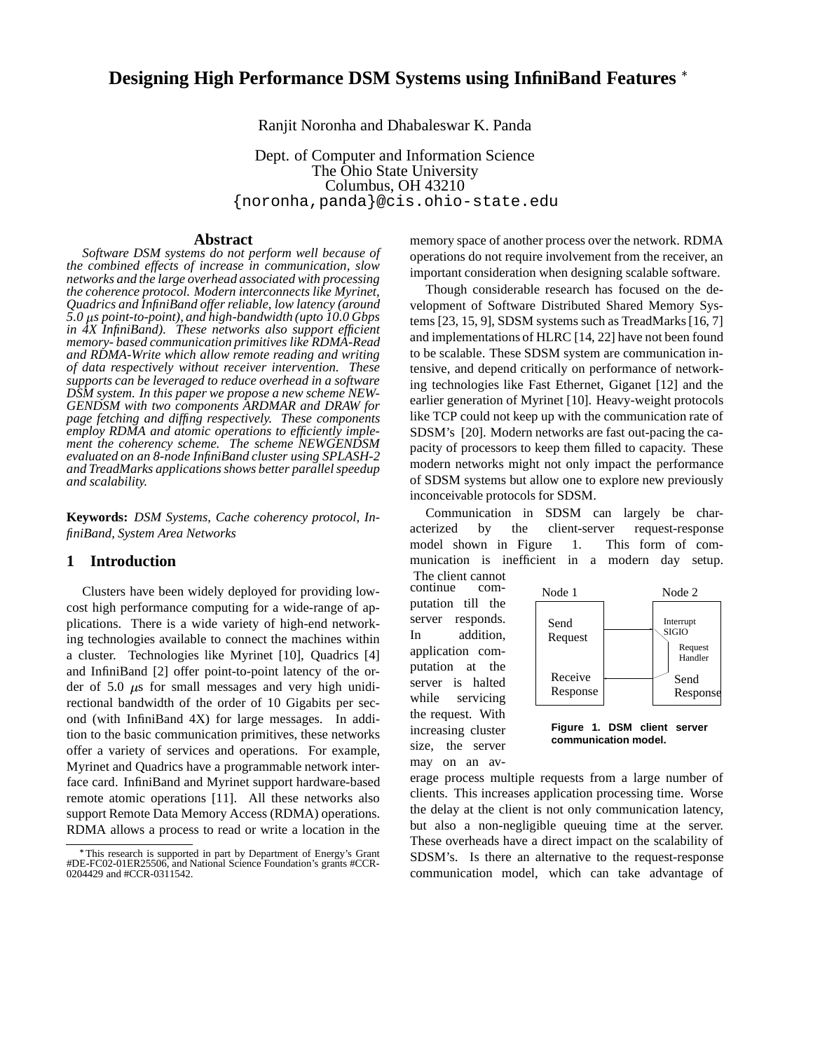# Designing High Performance DSM Systems using InfiniBand Features [*]

Ranjit Noronha and Dhabaleswar K. Panda

Dept. of Computer and Information Science
The Ohio State University
Columbus, OH 43210
{noronha,panda}@cis.ohio-state.edu

## Abstract

*Software DSM systems do not perform well because of the combined effects of increase in communication, slow networks and the large overhead associated with processing the coherence protocol. Modern interconnects like Myrinet, Quadrics and InfiniBand offer reliable, low latency (around 5.0 $\mu$s point-to-point), and high-bandwidth (upto 10.0 Gbps in 4X InfiniBand). These networks also support efficient memory- based communication primitives like RDMA-Read and RDMA-Write which allow remote reading and writing of data respectively without receiver intervention. These supports can be leveraged to reduce overhead in a software DSM system. In this paper we propose a new scheme NEWGENDSM with two components ARDMAR and DRAW for page fetching and diffing respectively. These components employ RDMA and atomic operations to efficiently implement the coherency scheme. The scheme NEWGENDSM evaluated on an 8-node InfiniBand cluster using SPLASH-2 and TreadMarks applications shows better parallel speedup and scalability.*

**Keywords:** *DSM Systems, Cache coherency protocol, InfiniBand, System Area Networks*

## 1 Introduction

Clusters have been widely deployed for providing low-cost high performance computing for a wide-range of applications. There is a wide variety of high-end networking technologies available to connect the machines within a cluster. Technologies like Myrinet [10], Quadrics [4] and InfiniBand [2] offer point-to-point latency of the order of 5.0 $\mu$s for small messages and very high unidirectional bandwidth of the order of 10 Gigabits per second (with InfiniBand 4X) for large messages. In addition to the basic communication primitives, these networks offer a variety of services and operations. For example, Myrinet and Quadrics have a programmable network interface card. InfiniBand and Myrinet support hardware-based remote atomic operations [11]. All these networks also support Remote Data Memory Access (RDMA) operations. RDMA allows a process to read or write a location in the memory space of another process over the network. RDMA operations do not require involvement from the receiver, an important consideration when designing scalable software.

Though considerable research has focused on the development of Software Distributed Shared Memory Systems [23, 15, 9], SDSM systems such as TreadMarks [16, 7] and implementations of HLRC [14, 22] have not been found to be scalable. These SDSM system are communication intensive, and depend critically on performance of networking technologies like Fast Ethernet, Giganet [12] and the earlier generation of Myrinet [10]. Heavy-weight protocols like TCP could not keep up with the communication rate of SDSM's [20]. Modern networks are fast out-pacing the capacity of processors to keep them filled to capacity. These modern networks might not only impact the performance of SDSM systems but allow one to explore new previously inconceivable protocols for SDSM.

Communication in SDSM can largely be characterized by the client-server request-response model shown in Figure 1. This form of communication is inefficient in a modern day setup. The client cannot continue computation till the server responds. In addition, application computation at the server is halted while servicing the request. With increasing cluster size, the server may on an average process multiple requests from a large number of clients. This increases application processing time. Worse the delay at the client is not only communication latency, but also a non-negligible queuing time at the server. These overheads have a direct impact on the scalability of SDSM's. Is there an alternative to the request-response communication model, which can take advantage of

Node 1: Send Request; Receive Response — Node 2: Interrupt SIGIO; Request Handler; Send Response

**Figure 1. DSM client server communication model.**

[*] This research is supported in part by Department of Energy's Grant #DE-FC02-01ER25506, and National Science Foundation's grants #CCR-0204429 and #CCR-0311542.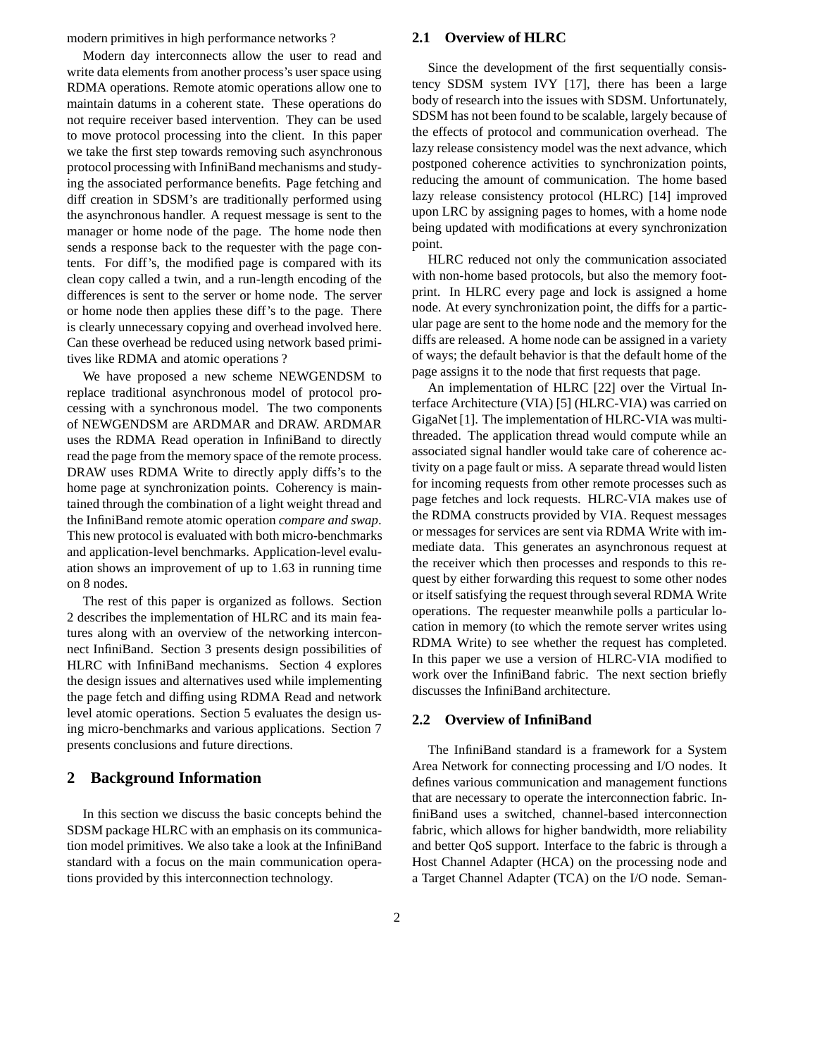modern primitives in high performance networks ?

Modern day interconnects allow the user to read and write data elements from another process's user space using RDMA operations. Remote atomic operations allow one to maintain datums in a coherent state. These operations do not require receiver based intervention. They can be used to move protocol processing into the client. In this paper we take the first step towards removing such asynchronous protocol processing with InfiniBand mechanisms and studying the associated performance benefits. Page fetching and diff creation in SDSM's are traditionally performed using the asynchronous handler. A request message is sent to the manager or home node of the page. The home node then sends a response back to the requester with the page contents. For diff's, the modified page is compared with its clean copy called a twin, and a run-length encoding of the differences is sent to the server or home node. The server or home node then applies these diff's to the page. There is clearly unnecessary copying and overhead involved here. Can these overhead be reduced using network based primitives like RDMA and atomic operations ?

We have proposed a new scheme NEWGENDSM to replace traditional asynchronous model of protocol processing with a synchronous model. The two components of NEWGENDSM are ARDMAR and DRAW. ARDMAR uses the RDMA Read operation in InfiniBand to directly read the page from the memory space of the remote process. DRAW uses RDMA Write to directly apply diffs's to the home page at synchronization points. Coherency is maintained through the combination of a light weight thread and the InfiniBand remote atomic operation *compare and swap*. This new protocol is evaluated with both micro-benchmarks and application-level benchmarks. Application-level evaluation shows an improvement of up to 1.63 in running time on 8 nodes.

The rest of this paper is organized as follows. Section 2 describes the implementation of HLRC and its main features along with an overview of the networking interconnect InfiniBand. Section 3 presents design possibilities of HLRC with InfiniBand mechanisms. Section 4 explores the design issues and alternatives used while implementing the page fetch and diffing using RDMA Read and network level atomic operations. Section 5 evaluates the design using micro-benchmarks and various applications. Section 7 presents conclusions and future directions.

## 2 Background Information

In this section we discuss the basic concepts behind the SDSM package HLRC with an emphasis on its communication model primitives. We also take a look at the InfiniBand standard with a focus on the main communication operations provided by this interconnection technology.

### 2.1 Overview of HLRC

Since the development of the first sequentially consistency SDSM system IVY [17], there has been a large body of research into the issues with SDSM. Unfortunately, SDSM has not been found to be scalable, largely because of the effects of protocol and communication overhead. The lazy release consistency model was the next advance, which postponed coherence activities to synchronization points, reducing the amount of communication. The home based lazy release consistency protocol (HLRC) [14] improved upon LRC by assigning pages to homes, with a home node being updated with modifications at every synchronization point.

HLRC reduced not only the communication associated with non-home based protocols, but also the memory footprint. In HLRC every page and lock is assigned a home node. At every synchronization point, the diffs for a particular page are sent to the home node and the memory for the diffs are released. A home node can be assigned in a variety of ways; the default behavior is that the default home of the page assigns it to the node that first requests that page.

An implementation of HLRC [22] over the Virtual Interface Architecture (VIA) [5] (HLRC-VIA) was carried on GigaNet [1]. The implementation of HLRC-VIA was multithreaded. The application thread would compute while an associated signal handler would take care of coherence activity on a page fault or miss. A separate thread would listen for incoming requests from other remote processes such as page fetches and lock requests. HLRC-VIA makes use of the RDMA constructs provided by VIA. Request messages or messages for services are sent via RDMA Write with immediate data. This generates an asynchronous request at the receiver which then processes and responds to this request by either forwarding this request to some other nodes or itself satisfying the request through several RDMA Write operations. The requester meanwhile polls a particular location in memory (to which the remote server writes using RDMA Write) to see whether the request has completed. In this paper we use a version of HLRC-VIA modified to work over the InfiniBand fabric. The next section briefly discusses the InfiniBand architecture.

### 2.2 Overview of InfiniBand

The InfiniBand standard is a framework for a System Area Network for connecting processing and I/O nodes. It defines various communication and management functions that are necessary to operate the interconnection fabric. InfiniBand uses a switched, channel-based interconnection fabric, which allows for higher bandwidth, more reliability and better QoS support. Interface to the fabric is through a Host Channel Adapter (HCA) on the processing node and a Target Channel Adapter (TCA) on the I/O node. Seman-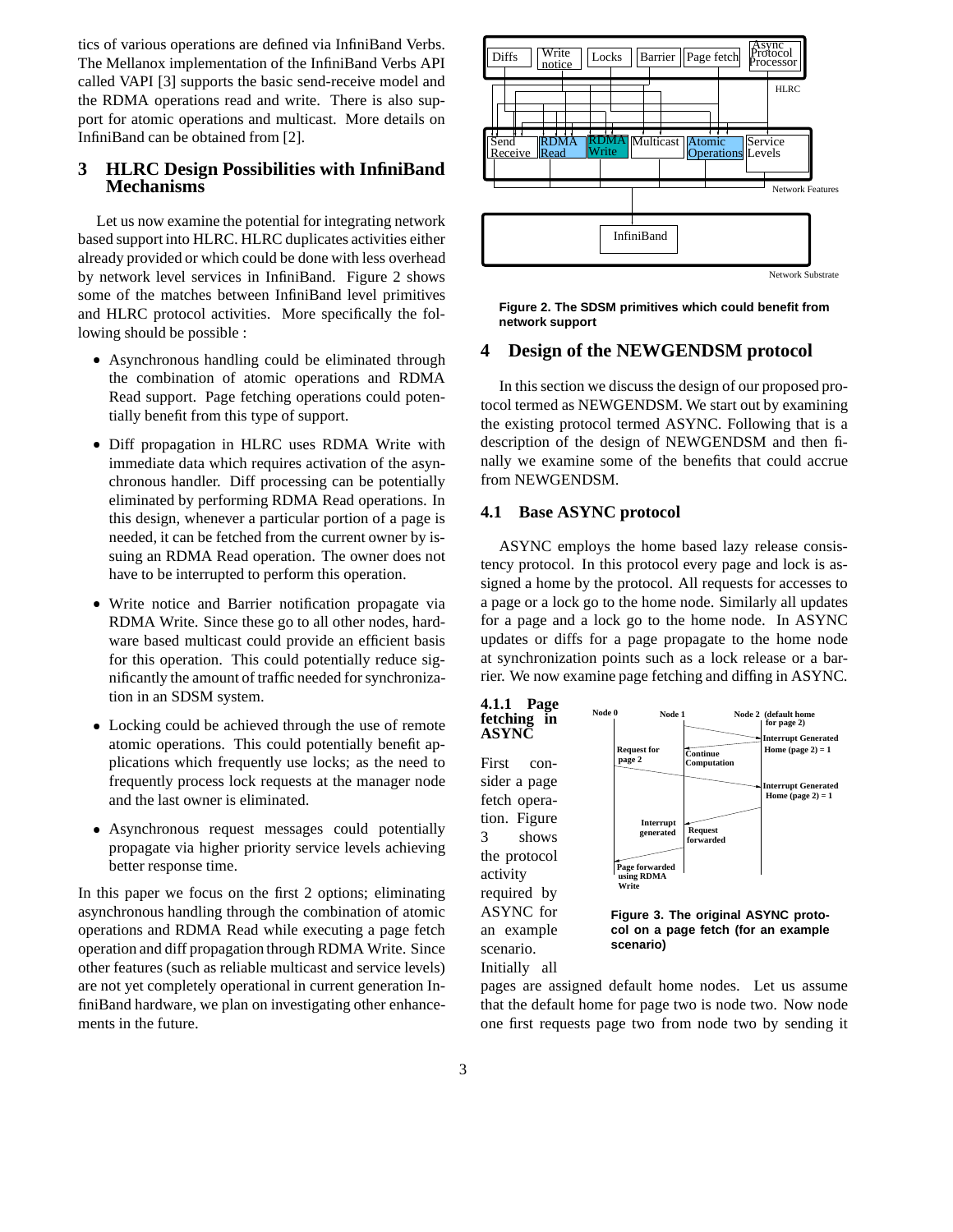tics of various operations are defined via InfiniBand Verbs. The Mellanox implementation of the InfiniBand Verbs API called VAPI [3] supports the basic send-receive model and the RDMA operations read and write. There is also support for atomic operations and multicast. More details on InfiniBand can be obtained from [2].

## 3 HLRC Design Possibilities with InfiniBand Mechanisms

Let us now examine the potential for integrating network based support into HLRC. HLRC duplicates activities either already provided or which could be done with less overhead by network level services in InfiniBand. Figure 2 shows some of the matches between InfiniBand level primitives and HLRC protocol activities. More specifically the following should be possible :

- Asynchronous handling could be eliminated through the combination of atomic operations and RDMA Read support. Page fetching operations could potentially benefit from this type of support.
- Diff propagation in HLRC uses RDMA Write with immediate data which requires activation of the asynchronous handler. Diff processing can be potentially eliminated by performing RDMA Read operations. In this design, whenever a particular portion of a page is needed, it can be fetched from the current owner by issuing an RDMA Read operation. The owner does not have to be interrupted to perform this operation.
- Write notice and Barrier notification propagate via RDMA Write. Since these go to all other nodes, hardware based multicast could provide an efficient basis for this operation. This could potentially reduce significantly the amount of traffic needed for synchronization in an SDSM system.
- Locking could be achieved through the use of remote atomic operations. This could potentially benefit applications which frequently use locks; as the need to frequently process lock requests at the manager node and the last owner is eliminated.
- Asynchronous request messages could potentially propagate via higher priority service levels achieving better response time.

In this paper we focus on the first 2 options; eliminating asynchronous handling through the combination of atomic operations and RDMA Read while executing a page fetch operation and diff propagation through RDMA Write. Since other features (such as reliable multicast and service levels) are not yet completely operational in current generation InfiniBand hardware, we plan on investigating other enhancements in the future.

Diffs | Write notice | Locks | Barrier | Page fetch | Async Protocol Processor

HLRC

Send Receive | RDMA Read | RDMA Write | Multicast | Atomic Operations | Service Levels

Network Features

InfiniBand

Network Substrate

**Figure 2. The SDSM primitives which could benefit from network support**

## 4 Design of the NEWGENDSM protocol

In this section we discuss the design of our proposed protocol termed as NEWGENDSM. We start out by examining the existing protocol termed ASYNC. Following that is a description of the design of NEWGENDSM and then finally we examine some of the benefits that could accrue from NEWGENDSM.

### 4.1 Base ASYNC protocol

ASYNC employs the home based lazy release consistency protocol. In this protocol every page and lock is assigned a home by the protocol. All requests for accesses to a page or a lock go to the home node. Similarly all updates for a page and a lock go to the home node. In ASYNC updates or diffs for a page propagate to the home node at synchronization points such as a lock release or a barrier. We now examine page fetching and diffing in ASYNC.

#### 4.1.1 Page fetching in ASYNC

Node 0 | Node 1 | Node 2 (default home for page 2)

Request for page 2 — Interrupt Generated Home (page 2) = 1 — Continue Computation — Interrupt Generated Home (page 2) = 1 — Request forwarded — Interrupt generated — Page forwarded using RDMA Write

**Figure 3. The original ASYNC protocol on a page fetch (for an example scenario)**

First consider a page fetch operation. Figure 3 shows the protocol activity required by ASYNC for an example scenario. Initially all pages are assigned default home nodes. Let us assume that the default home for page two is node two. Now node one first requests page two from node two by sending it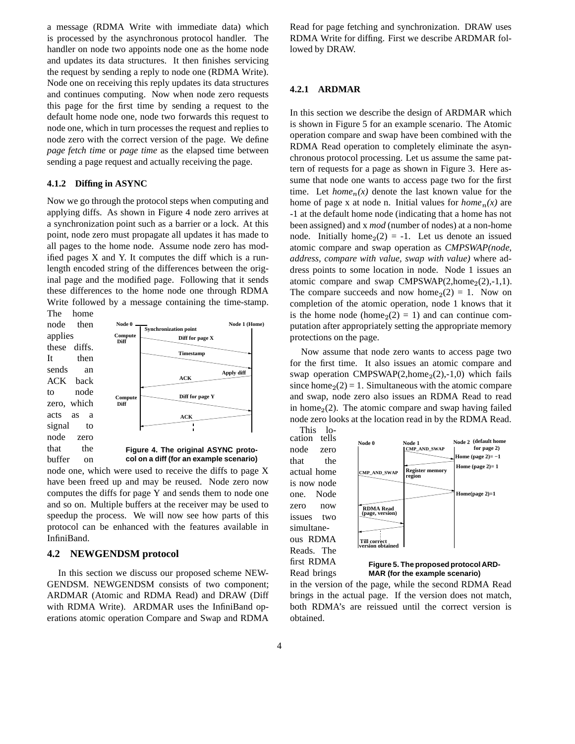a message (RDMA Write with immediate data) which is processed by the asynchronous protocol handler. The handler on node two appoints node one as the home node and updates its data structures. It then finishes servicing the request by sending a reply to node one (RDMA Write). Node one on receiving this reply updates its data structures and continues computing. Now when node zero requests this page for the first time by sending a request to the default home node one, node two forwards this request to node one, which in turn processes the request and replies to node zero with the correct version of the page. We define *page fetch time* or *page time* as the elapsed time between sending a page request and actually receiving the page.

#### 4.1.2 Diffing in ASYNC

Now we go through the protocol steps when computing and applying diffs. As shown in Figure 4 node zero arrives at a synchronization point such as a barrier or a lock. At this point, node zero must propagate all updates it has made to all pages to the home node. Assume node zero has modified pages X and Y. It computes the diff which is a run-length encoded string of the differences between the original page and the modified page. Following that it sends these differences to the home node one through RDMA Write followed by a message containing the time-stamp. The home node then applies these diffs. It then sends an ACK back to node zero, which acts as a signal to node zero that the buffer on node one, which were used to receive the diffs to page X have been freed up and may be reused. Node zero now computes the diffs for page Y and sends them to node one and so on. Multiple buffers at the receiver may be used to speedup the process. We will now see how parts of this protocol can be enhanced with the features available in InfiniBand.

**Figure 4. The original ASYNC protocol on a diff (for an example scenario)**

### 4.2 NEWGENDSM protocol

In this section we discuss our proposed scheme NEWGENDSM. NEWGENDSM consists of two component; ARDMAR (Atomic and RDMA Read) and DRAW (Diff with RDMA Write). ARDMAR uses the InfiniBand operations atomic operation Compare and Swap and RDMA Read for page fetching and synchronization. DRAW uses RDMA Write for diffing. First we describe ARDMAR followed by DRAW.

#### 4.2.1 ARDMAR

In this section we describe the design of ARDMAR which is shown in Figure 5 for an example scenario. The Atomic operation compare and swap have been combined with the RDMA Read operation to completely eliminate the asynchronous protocol processing. Let us assume the same pattern of requests for a page as shown in Figure 3. Here assume that node one wants to access page two for the first time. Let $home_n(x)$ denote the last known value for the home of page x at node n. Initial values for $home_n(x)$ are -1 at the default home node (indicating that a home has not been assigned) and x *mod* (number of nodes) at a non-home node. Initially $home_2(2)$ = -1. Let us denote an issued atomic compare and swap operation as *CMPSWAP(node, address, compare with value, swap with value)* where address points to some location in node. Node 1 issues an atomic compare and swap CMPSWAP(2,$home_2(2)$,-1,1). The compare succeeds and now $home_2(2)$ = 1. Now on completion of the atomic operation, node 1 knows that it is the home node ($home_2(2)$ = 1) and can continue computation after appropriately setting the appropriate memory protections on the page.

Now assume that node zero wants to access page two for the first time. It also issues an atomic compare and swap operation CMPSWAP(2,$home_2(2)$,-1,0) which fails since $home_2(2)$ = 1. Simultaneous with the atomic compare and swap, node zero also issues an RDMA Read to read in $home_2(2)$. The atomic compare and swap having failed node zero looks at the location read in by the RDMA Read. This location tells node zero that the actual home is now node one. Node zero now issues two simultaneous RDMA Reads. The first RDMA Read brings in the version of the page, while the second RDMA Read brings in the actual page. If the version does not match, both RDMA's are reissued until the correct version is obtained.

**Figure 5. The proposed protocol ARDMAR (for the example scenario)**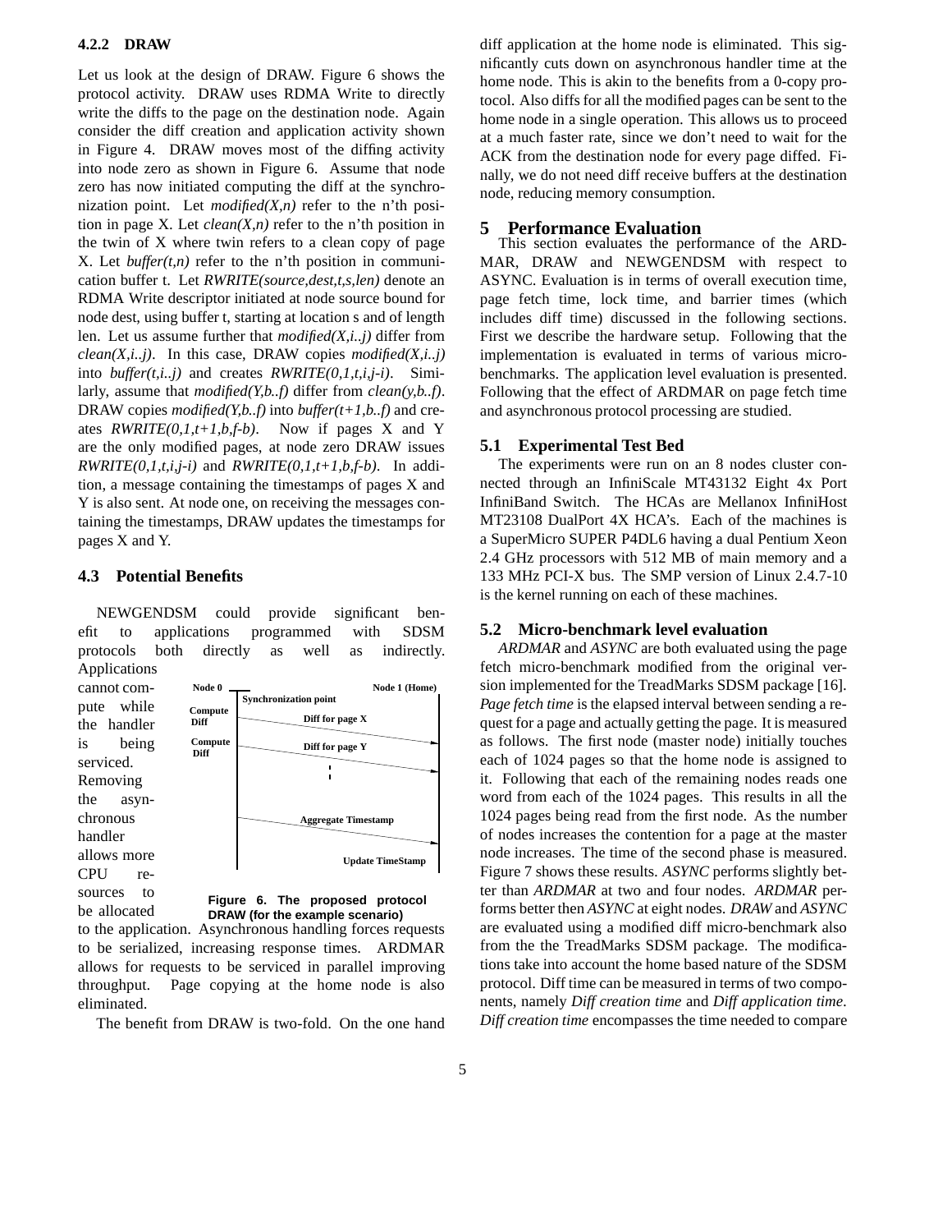#### 4.2.2 DRAW

Let us look at the design of DRAW. Figure 6 shows the protocol activity. DRAW uses RDMA Write to directly write the diffs to the page on the destination node. Again consider the diff creation and application activity shown in Figure 4. DRAW moves most of the diffing activity into node zero as shown in Figure 6. Assume that node zero has now initiated computing the diff at the synchronization point. Let *modified(X,n)* refer to the n'th position in page X. Let *clean(X,n)* refer to the n'th position in the twin of X where twin refers to a clean copy of page X. Let *buffer(t,n)* refer to the n'th position in communication buffer t. Let *RWRITE(source,dest,t,s,len)* denote an RDMA Write descriptor initiated at node source bound for node dest, using buffer t, starting at location s and of length len. Let us assume further that *modified(X,i..j)* differ from *clean(X,i..j)*. In this case, DRAW copies *modified(X,i..j)* into *buffer(t,i..j)* and creates *RWRITE(0,1,t,i,j-i)*. Similarly, assume that *modified(Y,b..f)* differ from *clean(y,b..f)*. DRAW copies *modified(Y,b..f)* into *buffer(t+1,b..f)* and creates *RWRITE(0,1,t+1,b,f-b)*. Now if pages X and Y are the only modified pages, at node zero DRAW issues *RWRITE(0,1,t,i,j-i)* and *RWRITE(0,1,t+1,b,f-b)*. In addition, a message containing the timestamps of pages X and Y is also sent. At node one, on receiving the messages containing the timestamps, DRAW updates the timestamps for pages X and Y.

### 4.3 Potential Benefits

NEWGENDSM could provide significant benefit to applications programmed with SDSM protocols both directly as well as indirectly. Applications cannot compute while the handler is being serviced. Removing the asynchronous handler allows more CPU resources to be allocated to the application. Asynchronous handling forces requests to be serialized, increasing response times. ARDMAR allows for requests to be serviced in parallel improving throughput. Page copying at the home node is also eliminated.

Node 0 | Node 1 (Home) | Synchronization point | Compute Diff | Diff for page X | Compute Diff | Diff for page Y | Aggregate Timestamp | Update TimeStamp

**Figure 6. The proposed protocol DRAW (for the example scenario)**

The benefit from DRAW is two-fold. On the one hand diff application at the home node is eliminated. This significantly cuts down on asynchronous handler time at the home node. This is akin to the benefits from a 0-copy protocol. Also diffs for all the modified pages can be sent to the home node in a single operation. This allows us to proceed at a much faster rate, since we don't need to wait for the ACK from the destination node for every page diffed. Finally, we do not need diff receive buffers at the destination node, reducing memory consumption.

## 5 Performance Evaluation

This section evaluates the performance of the ARDMAR, DRAW and NEWGENDSM with respect to ASYNC. Evaluation is in terms of overall execution time, page fetch time, lock time, and barrier times (which includes diff time) discussed in the following sections. First we describe the hardware setup. Following that the implementation is evaluated in terms of various micro-benchmarks. The application level evaluation is presented. Following that the effect of ARDMAR on page fetch time and asynchronous protocol processing are studied.

### 5.1 Experimental Test Bed

The experiments were run on an 8 nodes cluster connected through an InfiniScale MT43132 Eight 4x Port InfiniBand Switch. The HCAs are Mellanox InfiniHost MT23108 DualPort 4X HCA's. Each of the machines is a SuperMicro SUPER P4DL6 having a dual Pentium Xeon 2.4 GHz processors with 512 MB of main memory and a 133 MHz PCI-X bus. The SMP version of Linux 2.4.7-10 is the kernel running on each of these machines.

### 5.2 Micro-benchmark level evaluation

*ARDMAR* and *ASYNC* are both evaluated using the page fetch micro-benchmark modified from the original version implemented for the TreadMarks SDSM package [16]. *Page fetch time* is the elapsed interval between sending a request for a page and actually getting the page. It is measured as follows. The first node (master node) initially touches each of 1024 pages so that the home node is assigned to it. Following that each of the remaining nodes reads one word from each of the 1024 pages. This results in all the 1024 pages being read from the first node. As the number of nodes increases the contention for a page at the master node increases. The time of the second phase is measured. Figure 7 shows these results. *ASYNC* performs slightly better than *ARDMAR* at two and four nodes. *ARDMAR* performs better then *ASYNC* at eight nodes. *DRAW* and *ASYNC* are evaluated using a modified diff micro-benchmark also from the the TreadMarks SDSM package. The modifications take into account the home based nature of the SDSM protocol. Diff time can be measured in terms of two components, namely *Diff creation time* and *Diff application time*. *Diff creation time* encompasses the time needed to compare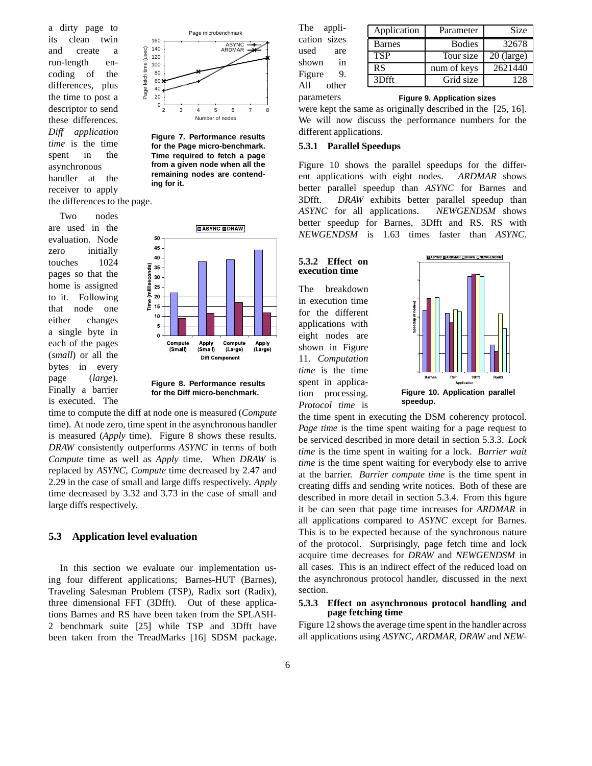a dirty page to its clean twin and create a run-length encoding of the differences, plus the time to post a descriptor to send these differences. *Diff application time* is the time spent in the asynchronous handler at the receiver to apply the differences to the page.

Figure 7. Performance results for the Page micro-benchmark. Time required to fetch a page from a given node when all the remaining nodes are contending for it.

Two nodes are used in the evaluation. Node zero initially touches 1024 pages so that the home is assigned to it. Following that node one either changes a single byte in each of the pages (*small*) or all the bytes in every page (*large*). Finally a barrier is executed. The time to compute the diff at node one is measured (*Compute* time). At node zero, time spent in the asynchronous handler is measured (*Apply* time). Figure 8 shows these results. *DRAW* consistently outperforms *ASYNC* in terms of both *Compute* time as well as *Apply* time. When *DRAW* is replaced by *ASYNC*, *Compute* time decreased by 2.47 and 2.29 in the case of small and large diffs respectively. *Apply* time decreased by 3.32 and 3.73 in the case of small and large diffs respectively.

Figure 8. Performance results for the Diff micro-benchmark.

## 5.3 Application level evaluation

In this section we evaluate our implementation using four different applications; Barnes-HUT (Barnes), Traveling Salesman Problem (TSP), Radix sort (Radix), three dimensional FFT (3Dfft). Out of these applications Barnes and RS have been taken from the SPLASH-2 benchmark suite [25] while TSP and 3Dfft have been taken from the TreadMarks [16] SDSM package. The application sizes used are shown in Figure 9. All other parameters were kept the same as originally described in the [25, 16]. We will now discuss the performance numbers for the different applications.

| Application | Parameter | Size |
|---|---|---|
| Barnes | Bodies | 32678 |
| TSP | Tour size | 20 (large) |
| RS | num of keys | 2621440 |
| 3Dfft | Grid size | 128 |

Figure 9. Application sizes

### 5.3.1 Parallel Speedups

Figure 10 shows the parallel speedups for the different applications with eight nodes. *ARDMAR* shows better parallel speedup than *ASYNC* for Barnes and 3Dfft. *DRAW* exhibits better parallel speedup than *ASYNC* for all applications. *NEWGENDSM* shows better speedup for Barnes, 3Dfft and RS. RS with *NEWGENDSM* is 1.63 times faster than *ASYNC*.

### 5.3.2 Effect on execution time

The breakdown in execution time for the different applications with eight nodes are shown in Figure 11. *Computation time* is the time spent in application processing. *Protocol time* is the time spent in executing the DSM coherency protocol. *Page time* is the time spent waiting for a page request to be serviced described in more detail in section 5.3.3. *Lock time* is the time spent in waiting for a lock. *Barrier wait time* is the time spent waiting for everybody else to arrive at the barrier. *Barrier compute time* is the time spent in creating diffs and sending write notices. Both of these are described in more detail in section 5.3.4. From this figure it be can seen that page time increases for *ARDMAR* in all applications compared to *ASYNC* except for Barnes. This is to be expected because of the synchronous nature of the protocol. Surprisingly, page fetch time and lock acquire time decreases for *DRAW* and *NEWGENDSM* in all cases. This is an indirect effect of the reduced load on the asynchronous protocol handler, discussed in the next section.

Figure 10. Application parallel speedup.

### 5.3.3 Effect on asynchronous protocol handling and page fetching time

Figure 12 shows the average time spent in the handler across all applications using *ASYNC*, *ARDMAR*, *DRAW* and *NEW-*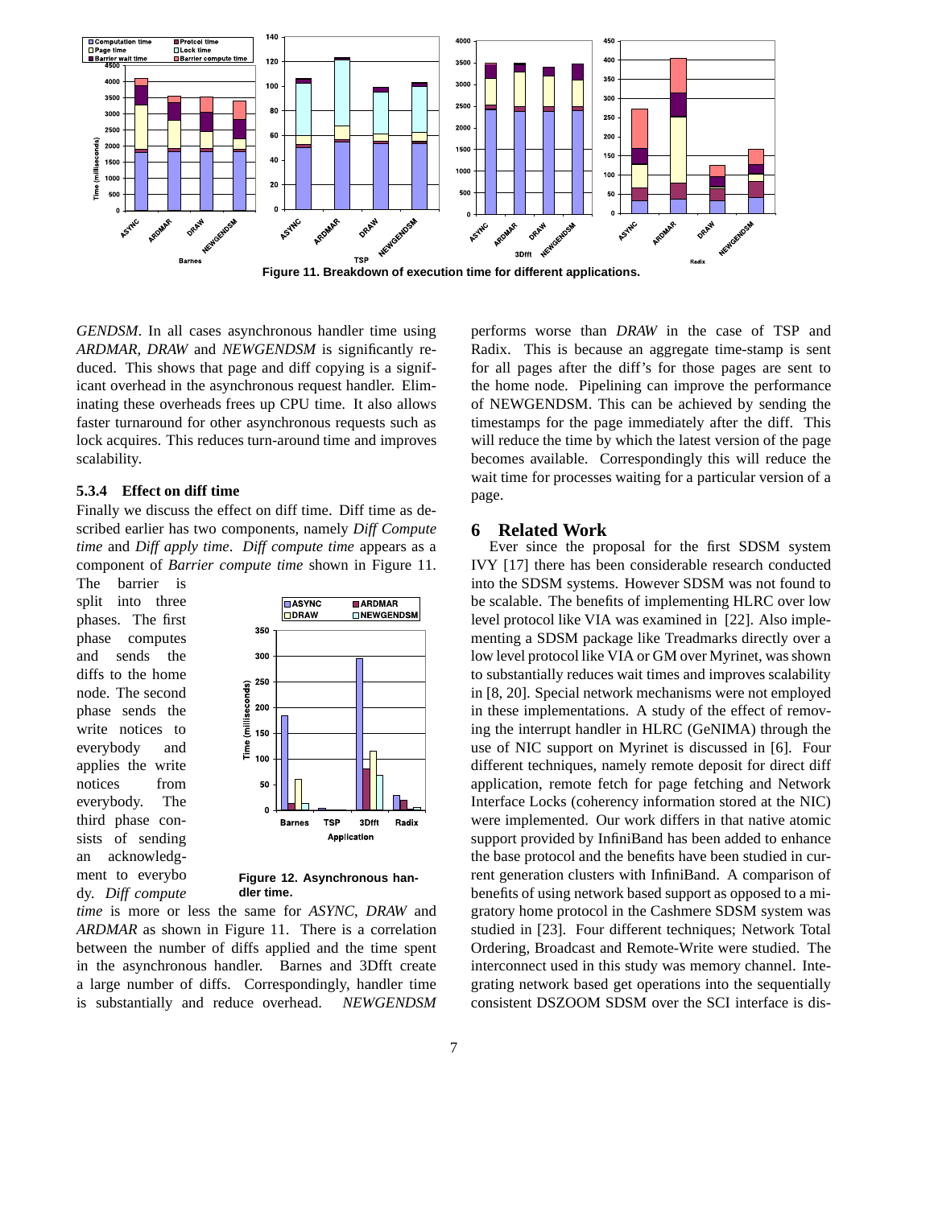Figure 11. Breakdown of execution time for different applications.

*GENDSM*. In all cases asynchronous handler time using *ARDMAR*, *DRAW* and *NEWGENDSM* is significantly reduced. This shows that page and diff copying is a significant overhead in the asynchronous request handler. Eliminating these overheads frees up CPU time. It also allows faster turnaround for other asynchronous requests such as lock acquires. This reduces turn-around time and improves scalability.

### 5.3.4 Effect on diff time

Finally we discuss the effect on diff time. Diff time as described earlier has two components, namely *Diff Compute time* and *Diff apply time*. *Diff compute time* appears as a component of *Barrier compute time* shown in Figure 11. The barrier is split into three phases. The first phase computes and sends the diffs to the home node. The second phase sends the write notices to everybody and applies the write notices from everybody. The third phase consists of sending an acknowledgment to everybody. *Diff compute time* is more or less the same for *ASYNC*, *DRAW* and *ARDMAR* as shown in Figure 11. There is a correlation between the number of diffs applied and the time spent in the asynchronous handler. Barnes and 3Dfft create a large number of diffs. Correspondingly, handler time is substantially and reduce overhead. *NEWGENDSM* performs worse than *DRAW* in the case of TSP and Radix. This is because an aggregate time-stamp is sent for all pages after the diff's for those pages are sent to the home node. Pipelining can improve the performance of NEWGENDSM. This can be achieved by sending the timestamps for the page immediately after the diff. This will reduce the time by which the latest version of the page becomes available. Correspondingly this will reduce the wait time for processes waiting for a particular version of a page.

Figure 12. Asynchronous handler time.

## 6 Related Work

Ever since the proposal for the first SDSM system IVY [17] there has been considerable research conducted into the SDSM systems. However SDSM was not found to be scalable. The benefits of implementing HLRC over low level protocol like VIA was examined in [22]. Also implementing a SDSM package like Treadmarks directly over a low level protocol like VIA or GM over Myrinet, was shown to substantially reduces wait times and improves scalability in [8, 20]. Special network mechanisms were not employed in these implementations. A study of the effect of removing the interrupt handler in HLRC (GeNIMA) through the use of NIC support on Myrinet is discussed in [6]. Four different techniques, namely remote deposit for direct diff application, remote fetch for page fetching and Network Interface Locks (coherency information stored at the NIC) were implemented. Our work differs in that native atomic support provided by InfiniBand has been added to enhance the base protocol and the benefits have been studied in current generation clusters with InfiniBand. A comparison of benefits of using network based support as opposed to a migratory home protocol in the Cashmere SDSM system was studied in [23]. Four different techniques; Network Total Ordering, Broadcast and Remote-Write were studied. The interconnect used in this study was memory channel. Integrating network based get operations into the sequentially consistent DSZOOM SDSM over the SCI interface is dis-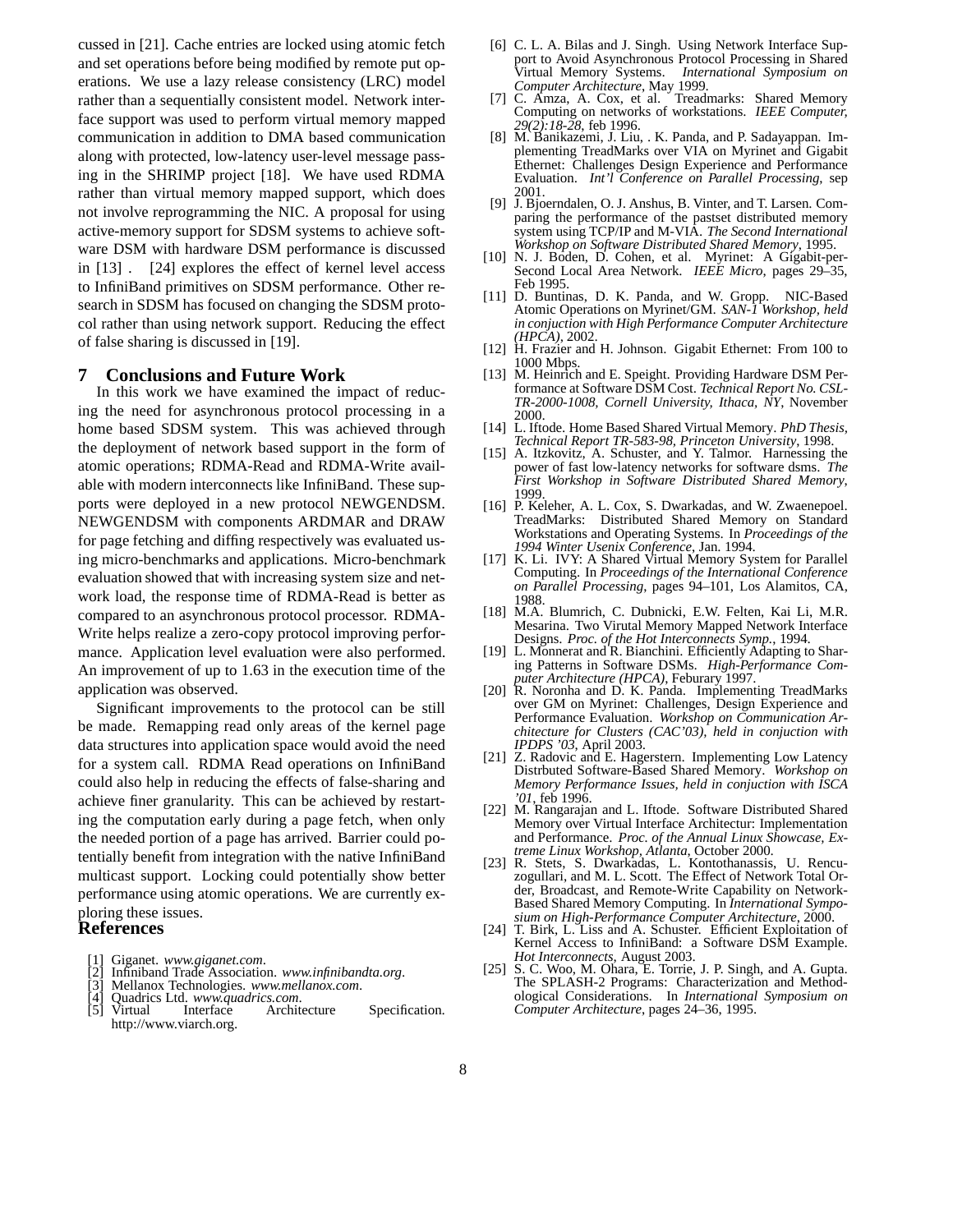cussed in [21]. Cache entries are locked using atomic fetch and set operations before being modified by remote put operations. We use a lazy release consistency (LRC) model rather than a sequentially consistent model. Network interface support was used to perform virtual memory mapped communication in addition to DMA based communication along with protected, low-latency user-level message passing in the SHRIMP project [18]. We have used RDMA rather than virtual memory mapped support, which does not involve reprogramming the NIC. A proposal for using active-memory support for SDSM systems to achieve software DSM with hardware DSM performance is discussed in [13] . [24] explores the effect of kernel level access to InfiniBand primitives on SDSM performance. Other research in SDSM has focused on changing the SDSM protocol rather than using network support. Reducing the effect of false sharing is discussed in [19].

## 7 Conclusions and Future Work

In this work we have examined the impact of reducing the need for asynchronous protocol processing in a home based SDSM system. This was achieved through the deployment of network based support in the form of atomic operations; RDMA-Read and RDMA-Write available with modern interconnects like InfiniBand. These supports were deployed in a new protocol NEWGENDSM. NEWGENDSM with components ARDMAR and DRAW for page fetching and diffing respectively was evaluated using micro-benchmarks and applications. Micro-benchmark evaluation showed that with increasing system size and network load, the response time of RDMA-Read is better as compared to an asynchronous protocol processor. RDMA-Write helps realize a zero-copy protocol improving performance. Application level evaluation were also performed. An improvement of up to 1.63 in the execution time of the application was observed.

Significant improvements to the protocol can be still be made. Remapping read only areas of the kernel page data structures into application space would avoid the need for a system call. RDMA Read operations on InfiniBand could also help in reducing the effects of false-sharing and achieve finer granularity. This can be achieved by restarting the computation early during a page fetch, when only the needed portion of a page has arrived. Barrier could potentially benefit from integration with the native InfiniBand multicast support. Locking could potentially show better performance using atomic operations. We are currently exploring these issues.

## References

[1] Giganet. *www.giganet.com*.

[2] Infiniband Trade Association. *www.infinibandta.org*.

[3] Mellanox Technologies. *www.mellanox.com*.

[4] Quadrics Ltd. *www.quadrics.com*.

[5] Virtual Interface Architecture Specification. http://www.viarch.org.

[6] C. L. A. Bilas and J. Singh. Using Network Interface Support to Avoid Asynchronous Protocol Processing in Shared Virtual Memory Systems. *International Symposium on Computer Architecture*, May 1999.

[7] C. Amza, A. Cox, et al. Treadmarks: Shared Memory Computing on networks of workstations. *IEEE Computer, 29(2):18-28*, feb 1996.

[8] M. Banikazemi, J. Liu, . K. Panda, and P. Sadayappan. Implementing TreadMarks over VIA on Myrinet and Gigabit Ethernet: Challenges Design Experience and Performance Evaluation. *Int'l Conference on Parallel Processing*, sep 2001.

[9] J. Bjoerndalen, O. J. Anshus, B. Vinter, and T. Larsen. Comparing the performance of the pastset distributed memory system using TCP/IP and M-VIA. *The Second International Workshop on Software Distributed Shared Memory*, 1995.

[10] N. J. Boden, D. Cohen, et al. Myrinet: A Gigabit-per-Second Local Area Network. *IEEE Micro*, pages 29–35, Feb 1995.

[11] D. Buntinas, D. K. Panda, and W. Gropp. NIC-Based Atomic Operations on Myrinet/GM. *SAN-1 Workshop, held in conjuction with High Performance Computer Architecture (HPCA)*, 2002.

[12] H. Frazier and H. Johnson. Gigabit Ethernet: From 100 to 1000 Mbps.

[13] M. Heinrich and E. Speight. Providing Hardware DSM Performance at Software DSM Cost. *Technical Report No. CSL-TR-2000-1008, Cornell University, Ithaca, NY*, November 2000.

[14] L. Iftode. Home Based Shared Virtual Memory. *PhD Thesis, Technical Report TR-583-98, Princeton University*, 1998.

[15] A. Itzkovitz, A. Schuster, and Y. Talmor. Harnessing the power of fast low-latency networks for software dsms. *The First Workshop in Software Distributed Shared Memory*, 1999.

[16] P. Keleher, A. L. Cox, S. Dwarkadas, and W. Zwaenepoel. TreadMarks: Distributed Shared Memory on Standard Workstations and Operating Systems. In *Proceedings of the 1994 Winter Usenix Conference*, Jan. 1994.

[17] K. Li. IVY: A Shared Virtual Memory System for Parallel Computing. In *Proceedings of the International Conference on Parallel Processing*, pages 94–101, Los Alamitos, CA, 1988.

[18] M.A. Blumrich, C. Dubnicki, E.W. Felten, Kai Li, M.R. Mesarina. Two Virutal Memory Mapped Network Interface Designs. *Proc. of the Hot Interconnects Symp.*, 1994.

[19] L. Monnerat and R. Bianchini. Efficiently Adapting to Sharing Patterns in Software DSMs. *High-Performance Computer Architecture (HPCA)*, Feburary 1997.

[20] R. Noronha and D. K. Panda. Implementing TreadMarks over GM on Myrinet: Challenges, Design Experience and Performance Evaluation. *Workshop on Communication Architecture for Clusters (CAC'03), held in conjuction with IPDPS '03*, April 2003.

[21] Z. Radovic and E. Hagerstern. Implementing Low Latency Distrbuted Software-Based Shared Memory. *Workshop on Memory Performance Issues, held in conjuction with ISCA '01*, feb 1996.

[22] M. Rangarajan and L. Iftode. Software Distributed Shared Memory over Virtual Interface Architectur: Implementation and Performance. *Proc. of the Annual Linux Showcase, Extreme Linux Workshop, Atlanta*, October 2000.

[23] R. Stets, S. Dwarkadas, L. Kontothanassis, U. Rencuzogullari, and M. L. Scott. The Effect of Network Total Order, Broadcast, and Remote-Write Capability on Network-Based Shared Memory Computing. In *International Symposium on High-Performance Computer Architecture*, 2000.

[24] T. Birk, L. Liss and A. Schuster. Efficient Exploitation of Kernel Access to InfiniBand: a Software DSM Example. *Hot Interconnects*, August 2003.

[25] S. C. Woo, M. Ohara, E. Torrie, J. P. Singh, and A. Gupta. The SPLASH-2 Programs: Characterization and Methodological Considerations. In *International Symposium on Computer Architecture*, pages 24–36, 1995.